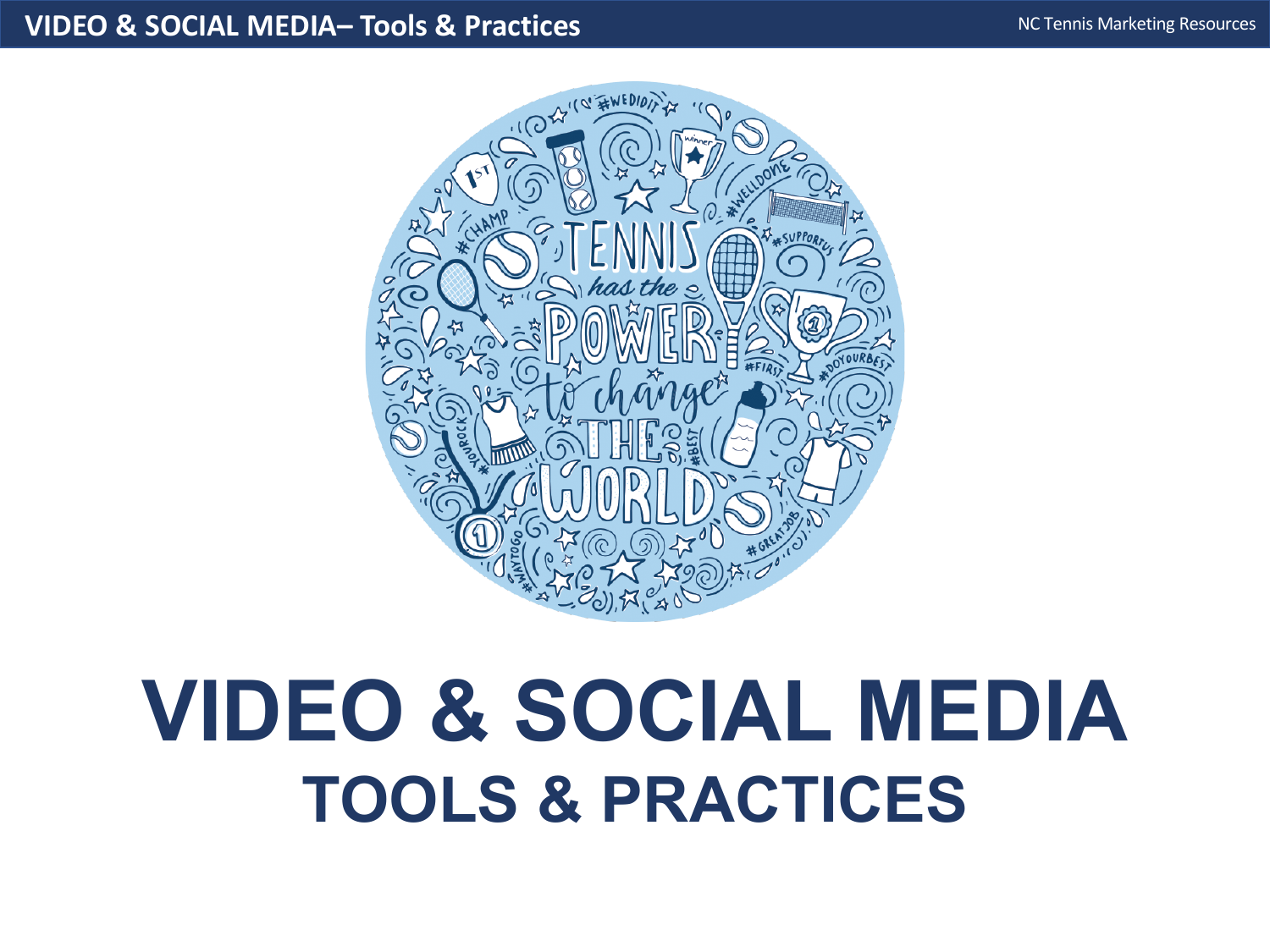# VIDEO & SOCIAL MEDIA

## TOOLS & PRACTICES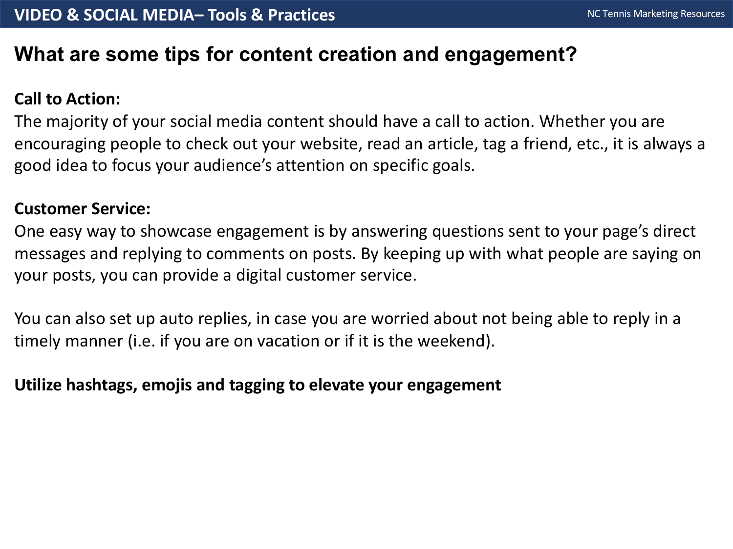## What are some tips for content creation and engagement?

**Call to Action:**

The majority of your social media content should have a call to action. Whether you are encouraging people to check out your website, read an article, tag a friend, etc., it is always a good idea to focus your audience's attention on specific goals.

**Customer Service:**

One easy way to showcase engagement is by answering questions sent to your page's direct messages and replying to comments on posts. By keeping up with what people are saying on your posts, you can provide a digital customer service.

You can also set up auto replies, in case you are worried about not being able to reply in a timely manner (i.e. if you are on vacation or if it is the weekend).

**Utilize hashtags, emojis and tagging to elevate your engagement**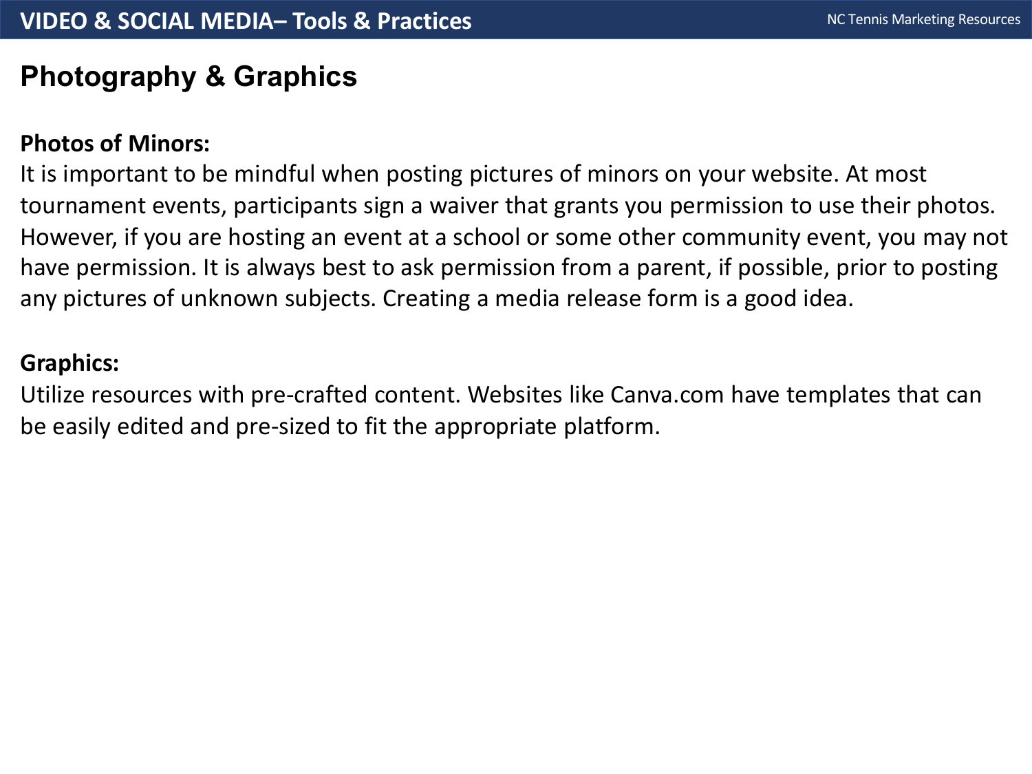## Photography & Graphics

**Photos of Minors:**
It is important to be mindful when posting pictures of minors on your website. At most tournament events, participants sign a waiver that grants you permission to use their photos. However, if you are hosting an event at a school or some other community event, you may not have permission. It is always best to ask permission from a parent, if possible, prior to posting any pictures of unknown subjects. Creating a media release form is a good idea.

**Graphics:**
Utilize resources with pre-crafted content. Websites like Canva.com have templates that can be easily edited and pre-sized to fit the appropriate platform.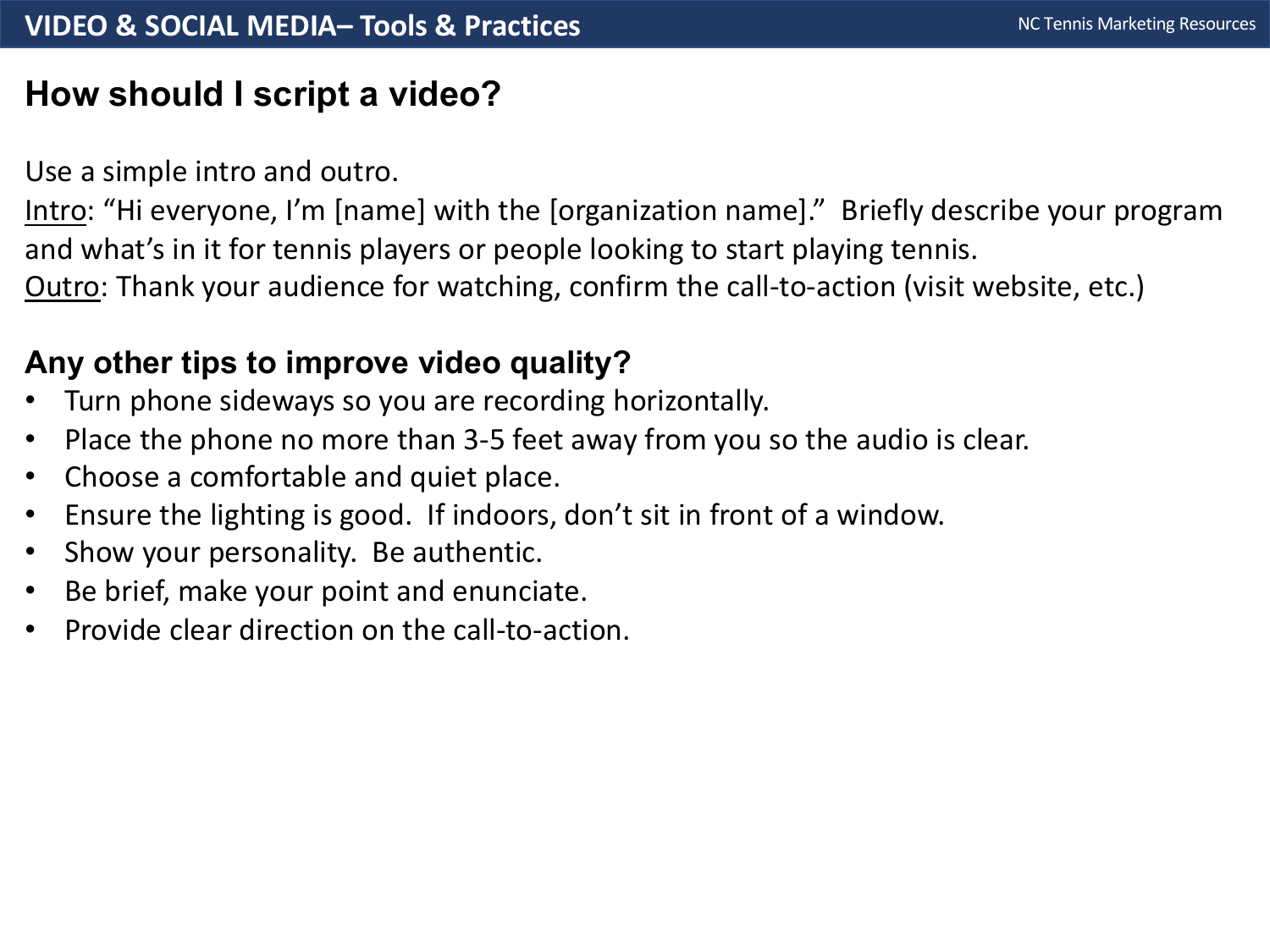# VIDEO & SOCIAL MEDIA– Tools & Practices

## How should I script a video?

Use a simple intro and outro.
Intro: "Hi everyone, I'm [name] with the [organization name]." Briefly describe your program and what's in it for tennis players or people looking to start playing tennis.
Outro: Thank your audience for watching, confirm the call-to-action (visit website, etc.)

## Any other tips to improve video quality?

- Turn phone sideways so you are recording horizontally.
- Place the phone no more than 3-5 feet away from you so the audio is clear.
- Choose a comfortable and quiet place.
- Ensure the lighting is good. If indoors, don't sit in front of a window.
- Show your personality. Be authentic.
- Be brief, make your point and enunciate.
- Provide clear direction on the call-to-action.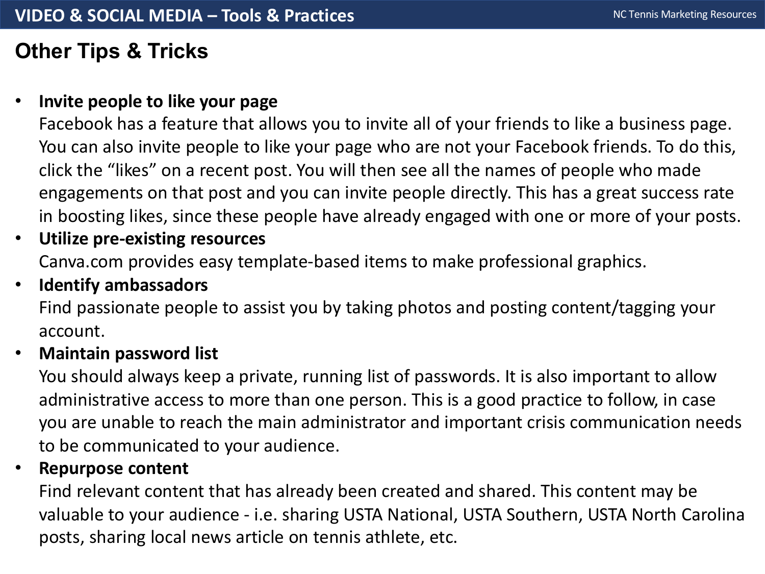## Other Tips & Tricks

- **Invite people to like your page**
  Facebook has a feature that allows you to invite all of your friends to like a business page. You can also invite people to like your page who are not your Facebook friends. To do this, click the "likes" on a recent post. You will then see all the names of people who made engagements on that post and you can invite people directly. This has a great success rate in boosting likes, since these people have already engaged with one or more of your posts.
- **Utilize pre-existing resources**
  Canva.com provides easy template-based items to make professional graphics.
- **Identify ambassadors**
  Find passionate people to assist you by taking photos and posting content/tagging your account.
- **Maintain password list**
  You should always keep a private, running list of passwords. It is also important to allow administrative access to more than one person. This is a good practice to follow, in case you are unable to reach the main administrator and important crisis communication needs to be communicated to your audience.
- **Repurpose content**
  Find relevant content that has already been created and shared. This content may be valuable to your audience - i.e. sharing USTA National, USTA Southern, USTA North Carolina posts, sharing local news article on tennis athlete, etc.